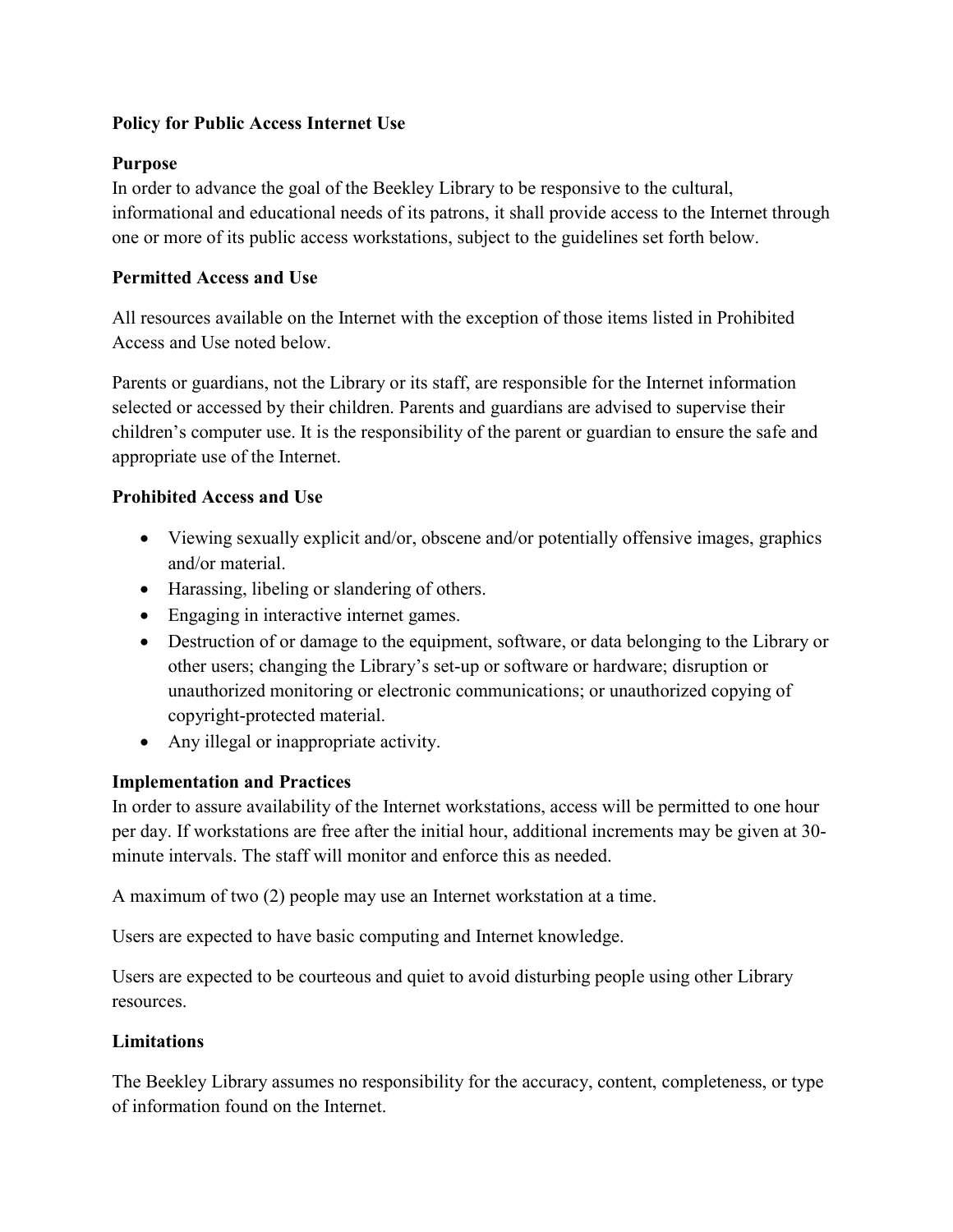# Policy for Public Access Internet Use

## Purpose

In order to advance the goal of the Beekley Library to be responsive to the cultural, informational and educational needs of its patrons, it shall provide access to the Internet through one or more of its public access workstations, subject to the guidelines set forth below.

## Permitted Access and Use

All resources available on the Internet with the exception of those items listed in Prohibited Access and Use noted below.

Parents or guardians, not the Library or its staff, are responsible for the Internet information selected or accessed by their children. Parents and guardians are advised to supervise their children's computer use. It is the responsibility of the parent or guardian to ensure the safe and appropriate use of the Internet.

## Prohibited Access and Use

- Viewing sexually explicit and/or, obscene and/or potentially offensive images, graphics and/or material.
- Harassing, libeling or slandering of others.
- Engaging in interactive internet games.
- Destruction of or damage to the equipment, software, or data belonging to the Library or other users; changing the Library's set-up or software or hardware; disruption or unauthorized monitoring or electronic communications; or unauthorized copying of copyright-protected material.
- Any illegal or inappropriate activity.

## Implementation and Practices

In order to assure availability of the Internet workstations, access will be permitted to one hour per day. If workstations are free after the initial hour, additional increments may be given at 30-minute intervals. The staff will monitor and enforce this as needed.

A maximum of two (2) people may use an Internet workstation at a time.

Users are expected to have basic computing and Internet knowledge.

Users are expected to be courteous and quiet to avoid disturbing people using other Library resources.

## Limitations

The Beekley Library assumes no responsibility for the accuracy, content, completeness, or type of information found on the Internet.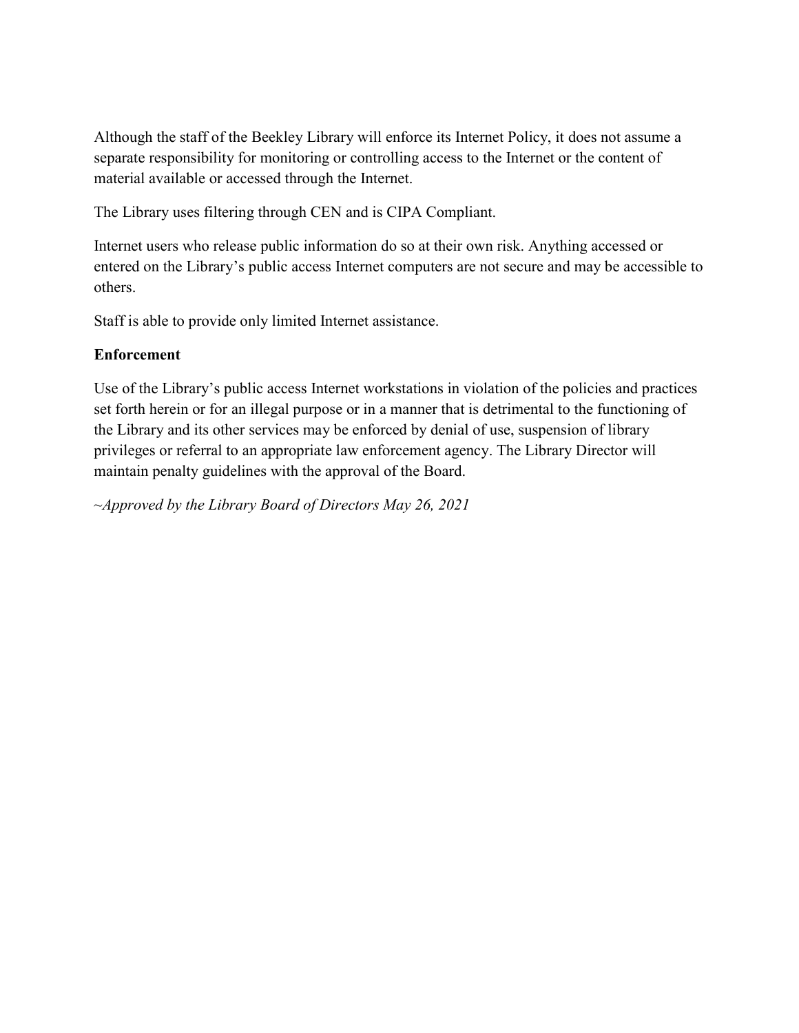Although the staff of the Beekley Library will enforce its Internet Policy, it does not assume a separate responsibility for monitoring or controlling access to the Internet or the content of material available or accessed through the Internet.

The Library uses filtering through CEN and is CIPA Compliant.

Internet users who release public information do so at their own risk. Anything accessed or entered on the Library's public access Internet computers are not secure and may be accessible to others.

Staff is able to provide only limited Internet assistance.

**Enforcement**

Use of the Library's public access Internet workstations in violation of the policies and practices set forth herein or for an illegal purpose or in a manner that is detrimental to the functioning of the Library and its other services may be enforced by denial of use, suspension of library privileges or referral to an appropriate law enforcement agency. The Library Director will maintain penalty guidelines with the approval of the Board.

*~Approved by the Library Board of Directors May 26, 2021*